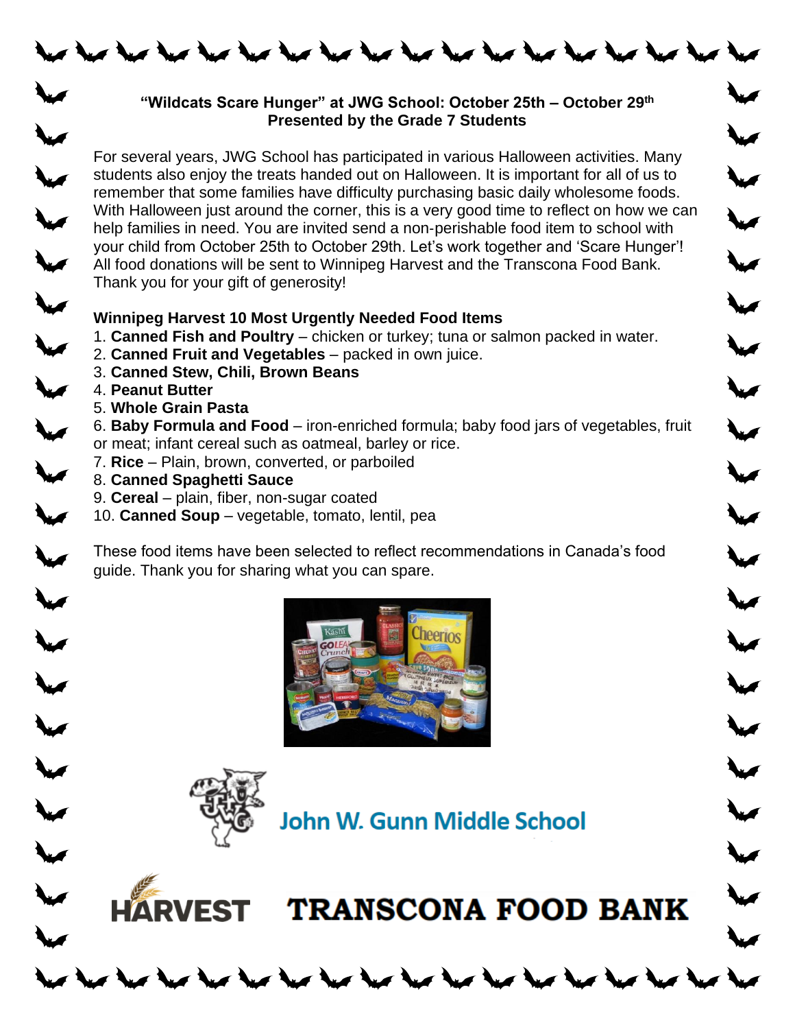**"Wildcats Scare Hunger" at JWG School: October 25th – October 29th**
**Presented by the Grade 7 Students**

For several years, JWG School has participated in various Halloween activities. Many students also enjoy the treats handed out on Halloween. It is important for all of us to remember that some families have difficulty purchasing basic daily wholesome foods. With Halloween just around the corner, this is a very good time to reflect on how we can help families in need. You are invited send a non-perishable food item to school with your child from October 25th to October 29th. Let's work together and 'Scare Hunger'! All food donations will be sent to Winnipeg Harvest and the Transcona Food Bank. Thank you for your gift of generosity!

**Winnipeg Harvest 10 Most Urgently Needed Food Items**

1. **Canned Fish and Poultry** – chicken or turkey; tuna or salmon packed in water.
2. **Canned Fruit and Vegetables** – packed in own juice.
3. **Canned Stew, Chili, Brown Beans**
4. **Peanut Butter**
5. **Whole Grain Pasta**
6. **Baby Formula and Food** – iron-enriched formula; baby food jars of vegetables, fruit or meat; infant cereal such as oatmeal, barley or rice.
7. **Rice** – Plain, brown, converted, or parboiled
8. **Canned Spaghetti Sauce**
9. **Cereal** – plain, fiber, non-sugar coated
10. **Canned Soup** – vegetable, tomato, lentil, pea

These food items have been selected to reflect recommendations in Canada's food guide. Thank you for sharing what you can spare.

John W. Gunn Middle School

HARVEST TRANSCONA FOOD BANK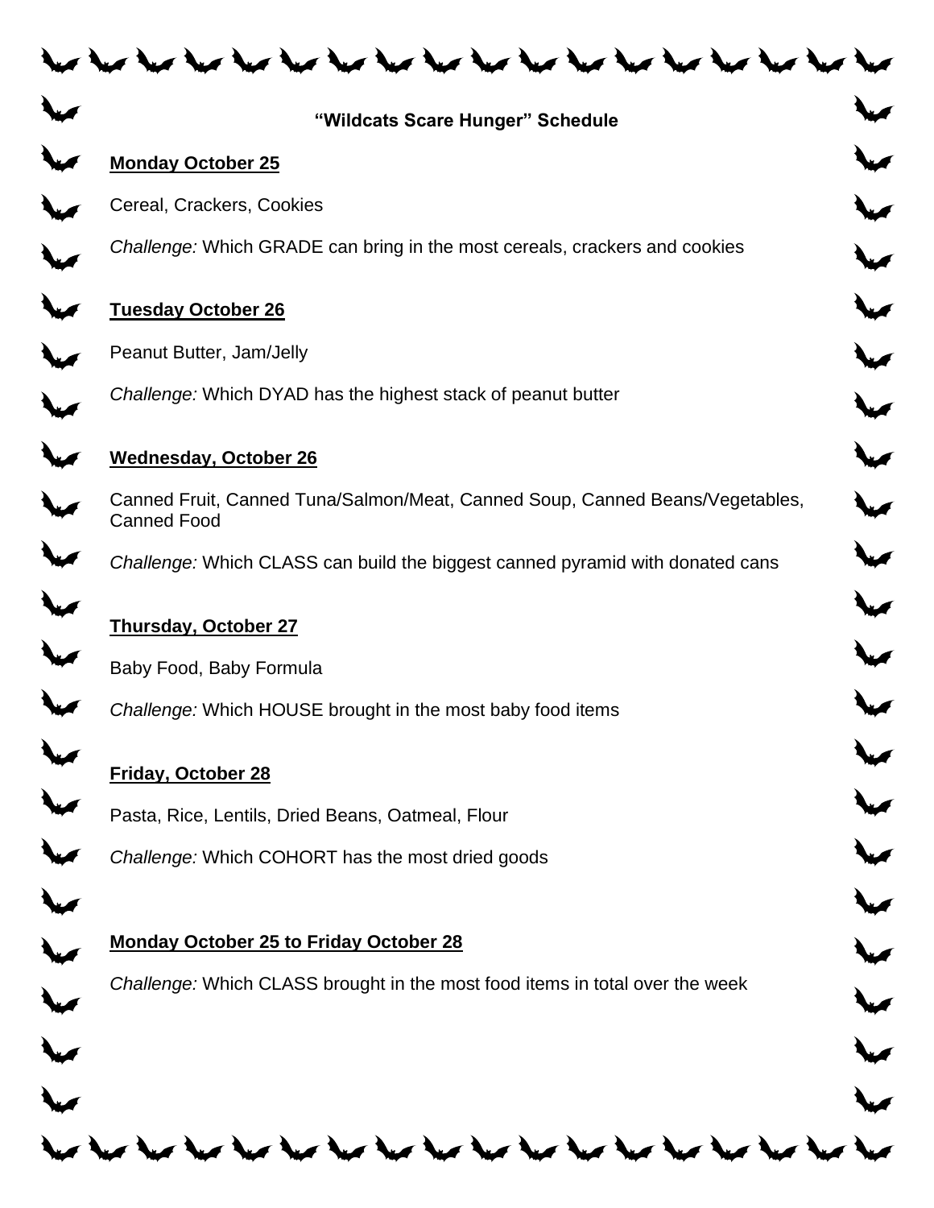## "Wildcats Scare Hunger" Schedule

**Monday October 25**

Cereal, Crackers, Cookies

*Challenge:* Which GRADE can bring in the most cereals, crackers and cookies

**Tuesday October 26**

Peanut Butter, Jam/Jelly

*Challenge:* Which DYAD has the highest stack of peanut butter

**Wednesday, October 26**

Canned Fruit, Canned Tuna/Salmon/Meat, Canned Soup, Canned Beans/Vegetables, Canned Food

*Challenge:* Which CLASS can build the biggest canned pyramid with donated cans

**Thursday, October 27**

Baby Food, Baby Formula

*Challenge:* Which HOUSE brought in the most baby food items

**Friday, October 28**

Pasta, Rice, Lentils, Dried Beans, Oatmeal, Flour

*Challenge:* Which COHORT has the most dried goods

**Monday October 25 to Friday October 28**

*Challenge:* Which CLASS brought in the most food items in total over the week